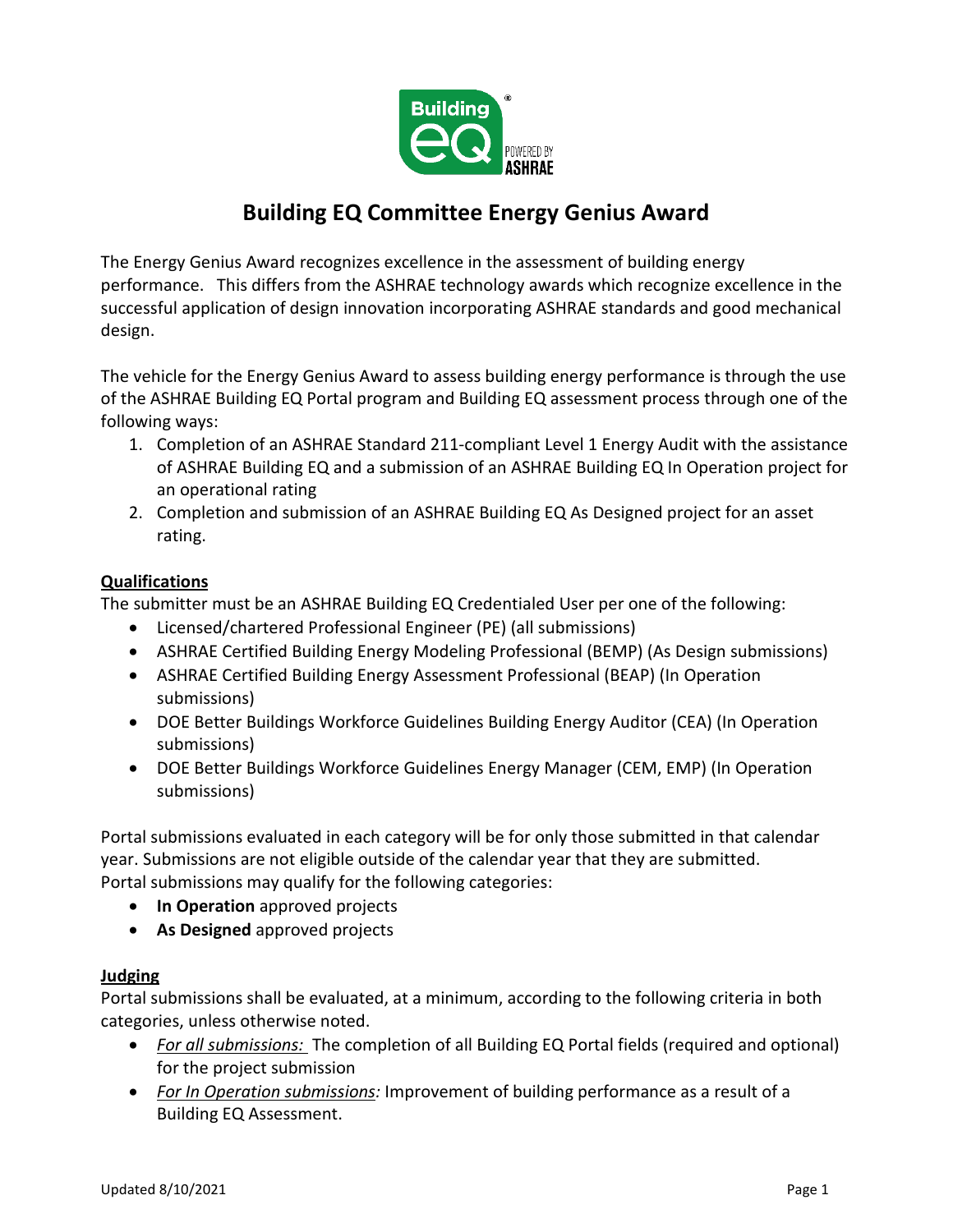# Building EQ Committee Energy Genius Award

The Energy Genius Award recognizes excellence in the assessment of building energy performance. This differs from the ASHRAE technology awards which recognize excellence in the successful application of design innovation incorporating ASHRAE standards and good mechanical design.

The vehicle for the Energy Genius Award to assess building energy performance is through the use of the ASHRAE Building EQ Portal program and Building EQ assessment process through one of the following ways:

1. Completion of an ASHRAE Standard 211-compliant Level 1 Energy Audit with the assistance of ASHRAE Building EQ and a submission of an ASHRAE Building EQ In Operation project for an operational rating
2. Completion and submission of an ASHRAE Building EQ As Designed project for an asset rating.

## Qualifications

The submitter must be an ASHRAE Building EQ Credentialed User per one of the following:

- Licensed/chartered Professional Engineer (PE) (all submissions)
- ASHRAE Certified Building Energy Modeling Professional (BEMP) (As Design submissions)
- ASHRAE Certified Building Energy Assessment Professional (BEAP) (In Operation submissions)
- DOE Better Buildings Workforce Guidelines Building Energy Auditor (CEA) (In Operation submissions)
- DOE Better Buildings Workforce Guidelines Energy Manager (CEM, EMP) (In Operation submissions)

Portal submissions evaluated in each category will be for only those submitted in that calendar year. Submissions are not eligible outside of the calendar year that they are submitted. Portal submissions may qualify for the following categories:

- **In Operation** approved projects
- **As Designed** approved projects

## Judging

Portal submissions shall be evaluated, at a minimum, according to the following criteria in both categories, unless otherwise noted.

- *For all submissions:* The completion of all Building EQ Portal fields (required and optional) for the project submission
- *For In Operation submissions:* Improvement of building performance as a result of a Building EQ Assessment.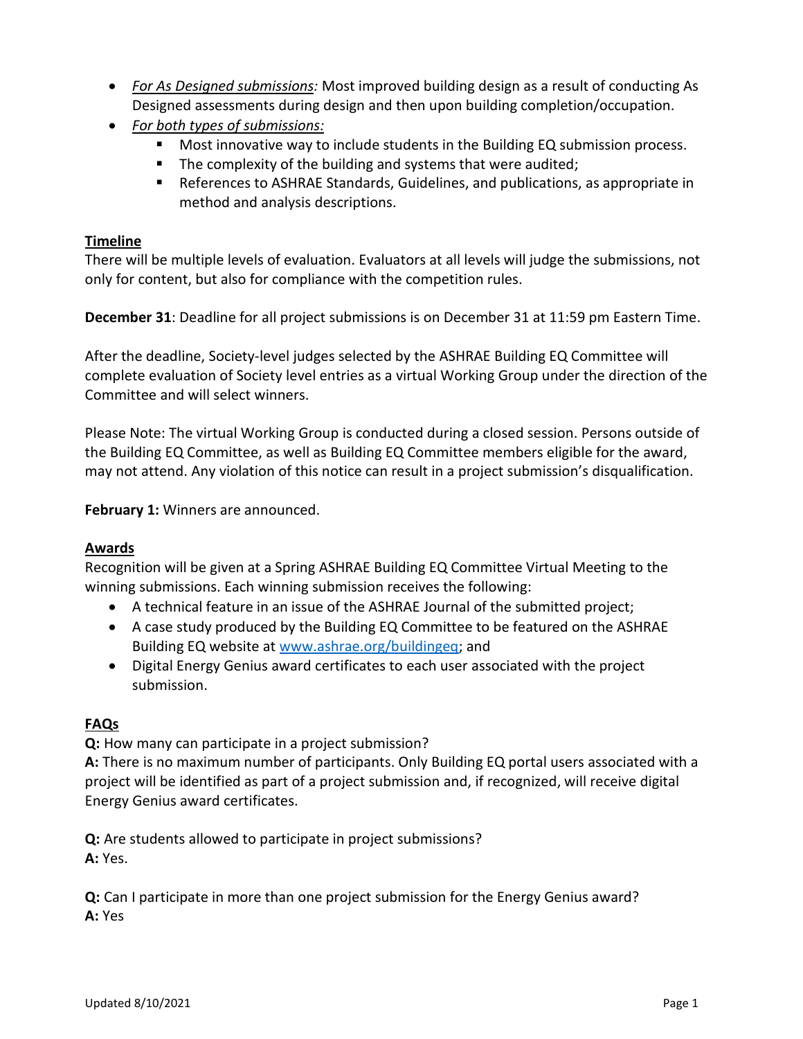- *For As Designed submissions:* Most improved building design as a result of conducting As Designed assessments during design and then upon building completion/occupation.
- *For both types of submissions:*
  - Most innovative way to include students in the Building EQ submission process.
  - The complexity of the building and systems that were audited;
  - References to ASHRAE Standards, Guidelines, and publications, as appropriate in method and analysis descriptions.

## Timeline

There will be multiple levels of evaluation. Evaluators at all levels will judge the submissions, not only for content, but also for compliance with the competition rules.

**December 31**: Deadline for all project submissions is on December 31 at 11:59 pm Eastern Time.

After the deadline, Society-level judges selected by the ASHRAE Building EQ Committee will complete evaluation of Society level entries as a virtual Working Group under the direction of the Committee and will select winners.

Please Note: The virtual Working Group is conducted during a closed session. Persons outside of the Building EQ Committee, as well as Building EQ Committee members eligible for the award, may not attend. Any violation of this notice can result in a project submission's disqualification.

**February 1:** Winners are announced.

## Awards

Recognition will be given at a Spring ASHRAE Building EQ Committee Virtual Meeting to the winning submissions. Each winning submission receives the following:

- A technical feature in an issue of the ASHRAE Journal of the submitted project;
- A case study produced by the Building EQ Committee to be featured on the ASHRAE Building EQ website at [www.ashrae.org/buildingeq](http://www.ashrae.org/buildingeq); and
- Digital Energy Genius award certificates to each user associated with the project submission.

## FAQs

**Q:** How many can participate in a project submission?
**A:** There is no maximum number of participants. Only Building EQ portal users associated with a project will be identified as part of a project submission and, if recognized, will receive digital Energy Genius award certificates.

**Q:** Are students allowed to participate in project submissions?
**A:** Yes.

**Q:** Can I participate in more than one project submission for the Energy Genius award?
**A:** Yes

Updated 8/10/2021